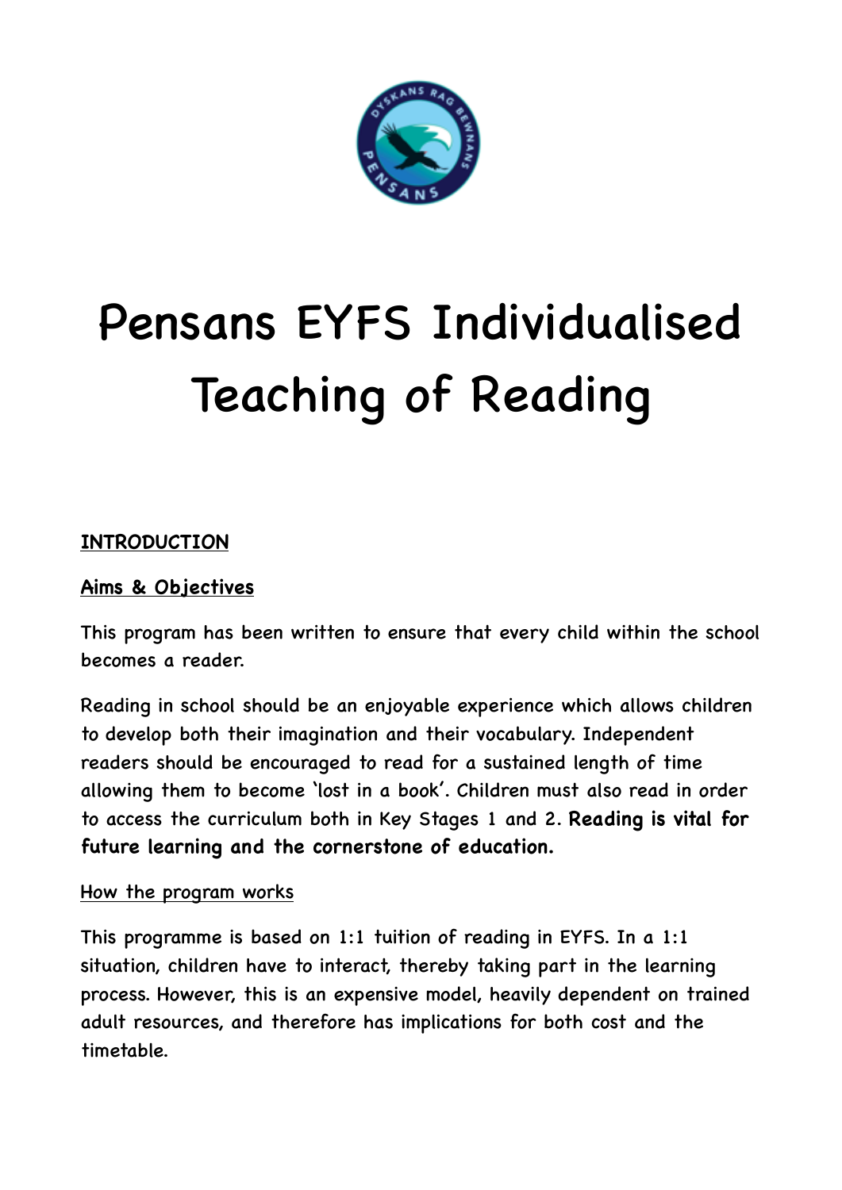# Pensans EYFS Individualised Teaching of Reading

## INTRODUCTION

### Aims & Objectives

This program has been written to ensure that every child within the school becomes a reader.

Reading in school should be an enjoyable experience which allows children to develop both their imagination and their vocabulary. Independent readers should be encouraged to read for a sustained length of time allowing them to become 'lost in a book'. Children must also read in order to access the curriculum both in Key Stages 1 and 2. **Reading is vital for future learning and the cornerstone of education.**

### How the program works

This programme is based on 1:1 tuition of reading in EYFS. In a 1:1 situation, children have to interact, thereby taking part in the learning process. However, this is an expensive model, heavily dependent on trained adult resources, and therefore has implications for both cost and the timetable.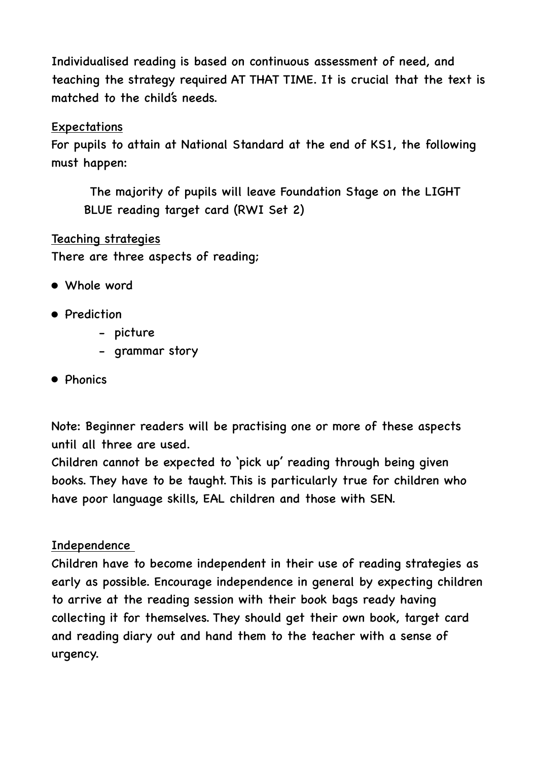Individualised reading is based on continuous assessment of need, and teaching the strategy required AT THAT TIME. It is crucial that the text is matched to the child's needs.

<u>Expectations</u>

For pupils to attain at National Standard at the end of KS1, the following must happen:

> The majority of pupils will leave Foundation Stage on the LIGHT BLUE reading target card (RWI Set 2)

<u>Teaching strategies</u>

There are three aspects of reading;

- Whole word
- Prediction
    - picture
    - grammar story
- Phonics

Note: Beginner readers will be practising one or more of these aspects until all three are used.

Children cannot be expected to 'pick up' reading through being given books. They have to be taught. This is particularly true for children who have poor language skills, EAL children and those with SEN.

<u>Independence</u>

Children have to become independent in their use of reading strategies as early as possible. Encourage independence in general by expecting children to arrive at the reading session with their book bags ready having collecting it for themselves. They should get their own book, target card and reading diary out and hand them to the teacher with a sense of urgency.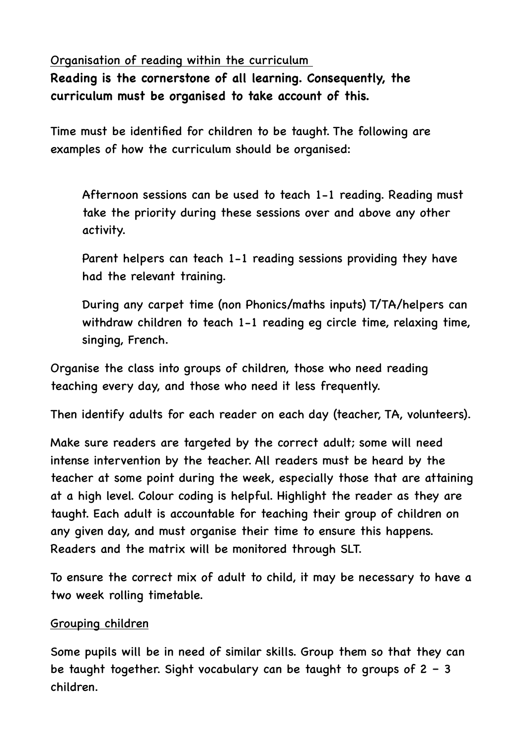## Organisation of reading within the curriculum

**Reading is the cornerstone of all learning. Consequently, the curriculum must be organised to take account of this.**

Time must be identified for children to be taught. The following are examples of how the curriculum should be organised:

> Afternoon sessions can be used to teach 1-1 reading. Reading must take the priority during these sessions over and above any other activity.
>
> Parent helpers can teach 1-1 reading sessions providing they have had the relevant training.
>
> During any carpet time (non Phonics/maths inputs) T/TA/helpers can withdraw children to teach 1-1 reading eg circle time, relaxing time, singing, French.

Organise the class into groups of children, those who need reading teaching every day, and those who need it less frequently.

Then identify adults for each reader on each day (teacher, TA, volunteers).

Make sure readers are targeted by the correct adult; some will need intense intervention by the teacher. All readers must be heard by the teacher at some point during the week, especially those that are attaining at a high level. Colour coding is helpful. Highlight the reader as they are taught. Each adult is accountable for teaching their group of children on any given day, and must organise their time to ensure this happens. Readers and the matrix will be monitored through SLT.

To ensure the correct mix of adult to child, it may be necessary to have a two week rolling timetable.

## Grouping children

Some pupils will be in need of similar skills. Group them so that they can be taught together. Sight vocabulary can be taught to groups of 2 – 3 children.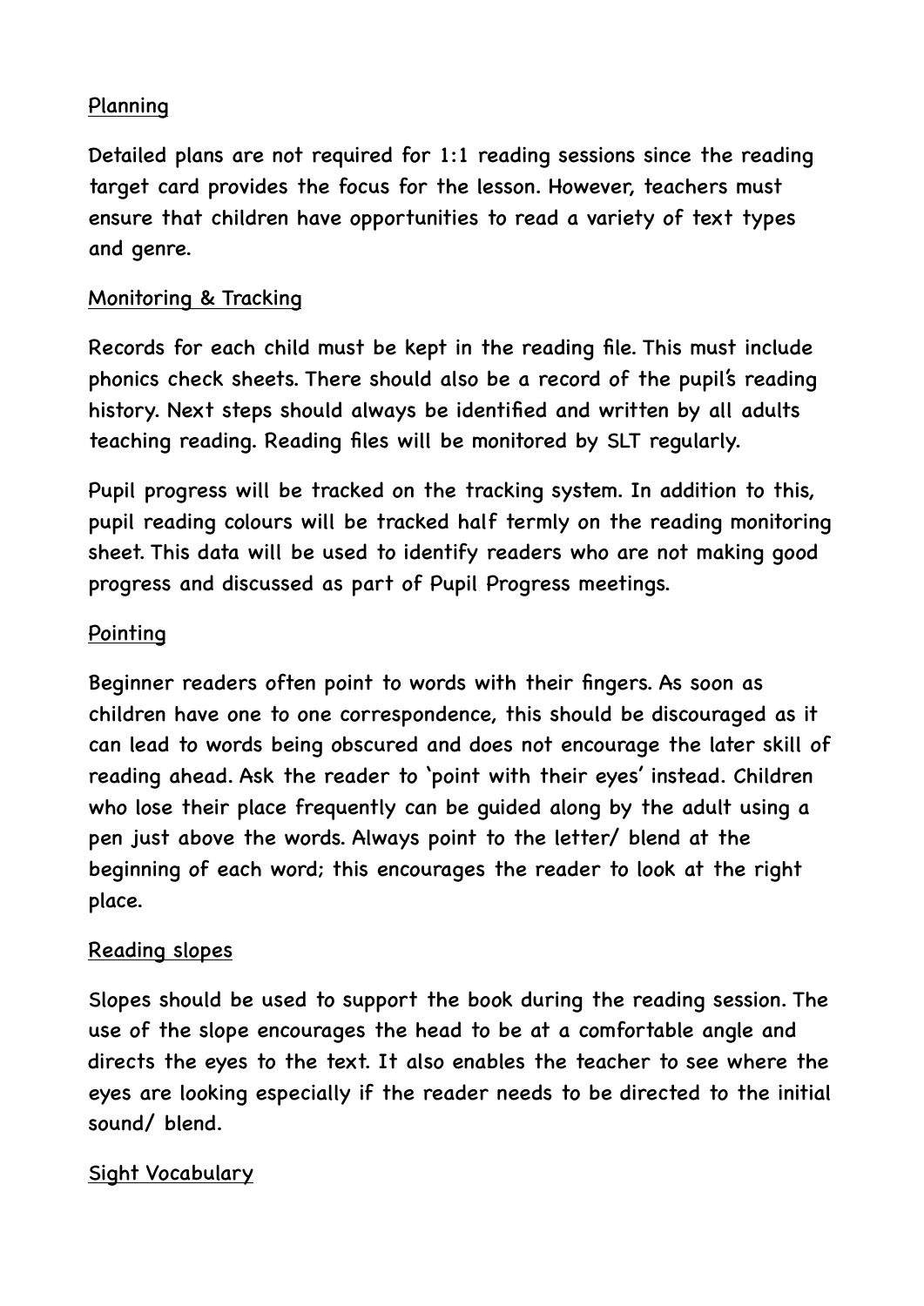## Planning

Detailed plans are not required for 1:1 reading sessions since the reading target card provides the focus for the lesson. However, teachers must ensure that children have opportunities to read a variety of text types and genre.

## Monitoring & Tracking

Records for each child must be kept in the reading file. This must include phonics check sheets. There should also be a record of the pupil's reading history. Next steps should always be identified and written by all adults teaching reading. Reading files will be monitored by SLT regularly.

Pupil progress will be tracked on the tracking system. In addition to this, pupil reading colours will be tracked half termly on the reading monitoring sheet. This data will be used to identify readers who are not making good progress and discussed as part of Pupil Progress meetings.

## Pointing

Beginner readers often point to words with their fingers. As soon as children have one to one correspondence, this should be discouraged as it can lead to words being obscured and does not encourage the later skill of reading ahead. Ask the reader to 'point with their eyes' instead. Children who lose their place frequently can be guided along by the adult using a pen just above the words. Always point to the letter/ blend at the beginning of each word; this encourages the reader to look at the right place.

## Reading slopes

Slopes should be used to support the book during the reading session. The use of the slope encourages the head to be at a comfortable angle and directs the eyes to the text. It also enables the teacher to see where the eyes are looking especially if the reader needs to be directed to the initial sound/ blend.

## Sight Vocabulary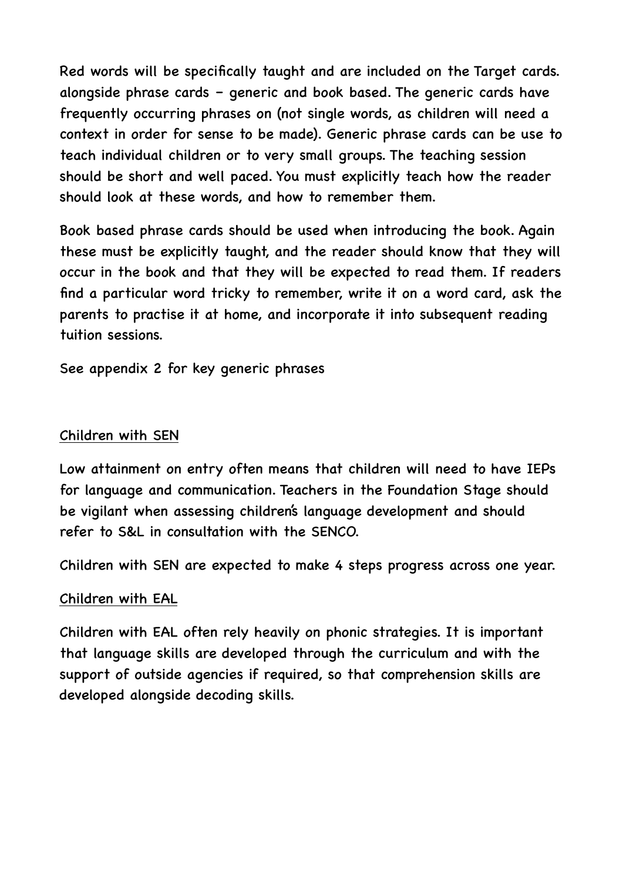Red words will be specifically taught and are included on the Target cards. alongside phrase cards – generic and book based. The generic cards have frequently occurring phrases on (not single words, as children will need a context in order for sense to be made). Generic phrase cards can be use to teach individual children or to very small groups. The teaching session should be short and well paced. You must explicitly teach how the reader should look at these words, and how to remember them.

Book based phrase cards should be used when introducing the book. Again these must be explicitly taught, and the reader should know that they will occur in the book and that they will be expected to read them. If readers find a particular word tricky to remember, write it on a word card, ask the parents to practise it at home, and incorporate it into subsequent reading tuition sessions.

See appendix 2 for key generic phrases

<u>Children with SEN</u>

Low attainment on entry often means that children will need to have IEPs for language and communication. Teachers in the Foundation Stage should be vigilant when assessing children's language development and should refer to S&L in consultation with the SENCO.

Children with SEN are expected to make 4 steps progress across one year.

<u>Children with EAL</u>

Children with EAL often rely heavily on phonic strategies. It is important that language skills are developed through the curriculum and with the support of outside agencies if required, so that comprehension skills are developed alongside decoding skills.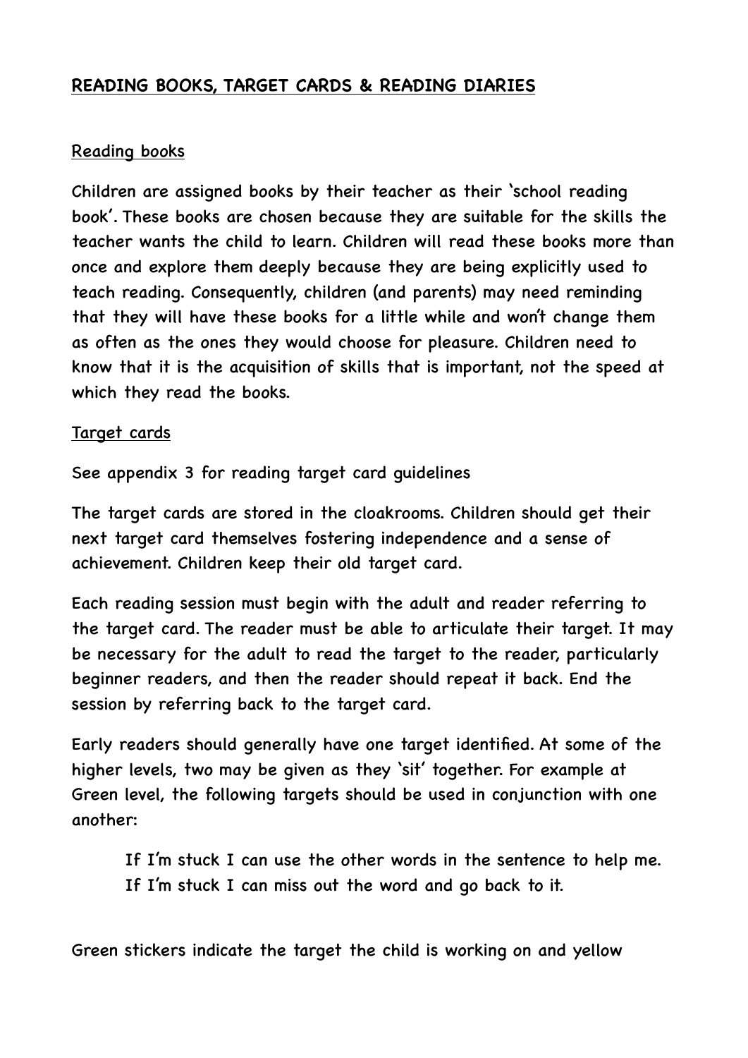## **READING BOOKS, TARGET CARDS & READING DIARIES**

### Reading books

Children are assigned books by their teacher as their 'school reading book'. These books are chosen because they are suitable for the skills the teacher wants the child to learn. Children will read these books more than once and explore them deeply because they are being explicitly used to teach reading. Consequently, children (and parents) may need reminding that they will have these books for a little while and won't change them as often as the ones they would choose for pleasure. Children need to know that it is the acquisition of skills that is important, not the speed at which they read the books.

### Target cards

See appendix 3 for reading target card guidelines

The target cards are stored in the cloakrooms. Children should get their next target card themselves fostering independence and a sense of achievement. Children keep their old target card.

Each reading session must begin with the adult and reader referring to the target card. The reader must be able to articulate their target. It may be necessary for the adult to read the target to the reader, particularly beginner readers, and then the reader should repeat it back. End the session by referring back to the target card.

Early readers should generally have one target identified. At some of the higher levels, two may be given as they 'sit' together. For example at Green level, the following targets should be used in conjunction with one another:

> If I'm stuck I can use the other words in the sentence to help me.
> If I'm stuck I can miss out the word and go back to it.

Green stickers indicate the target the child is working on and yellow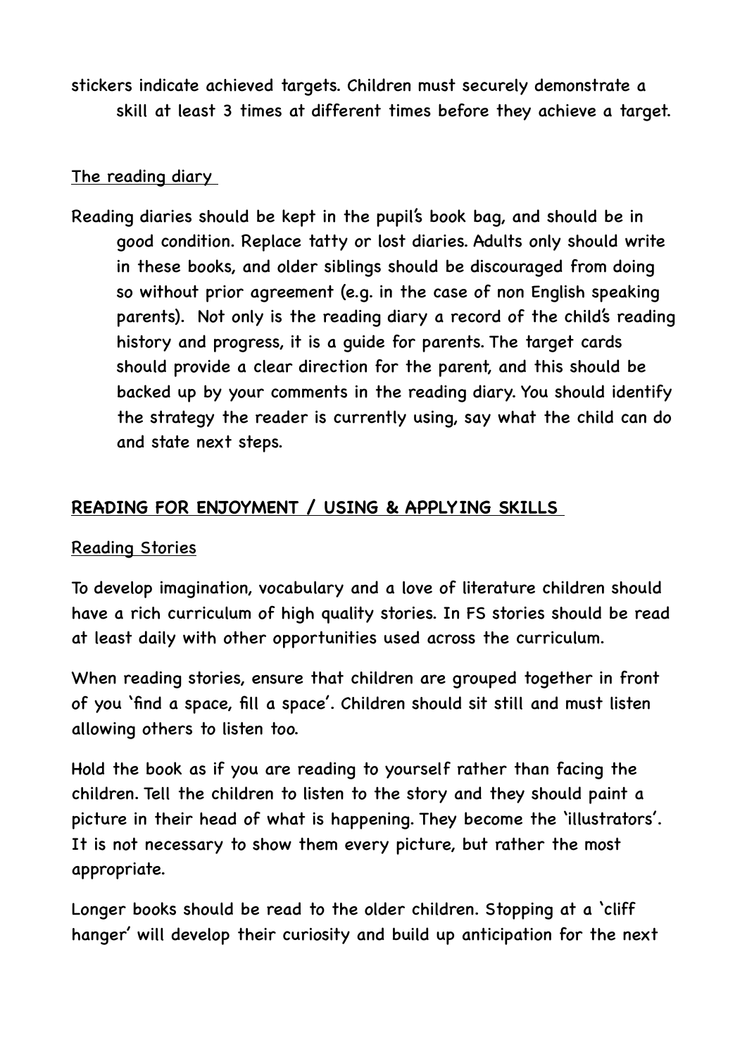stickers indicate achieved targets. Children must securely demonstrate a skill at least 3 times at different times before they achieve a target.

### The reading diary

Reading diaries should be kept in the pupil's book bag, and should be in good condition. Replace tatty or lost diaries. Adults only should write in these books, and older siblings should be discouraged from doing so without prior agreement (e.g. in the case of non English speaking parents). Not only is the reading diary a record of the child's reading history and progress, it is a guide for parents. The target cards should provide a clear direction for the parent, and this should be backed up by your comments in the reading diary. You should identify the strategy the reader is currently using, say what the child can do and state next steps.

## READING FOR ENJOYMENT / USING & APPLYING SKILLS

### Reading Stories

To develop imagination, vocabulary and a love of literature children should have a rich curriculum of high quality stories. In FS stories should be read at least daily with other opportunities used across the curriculum.

When reading stories, ensure that children are grouped together in front of you 'find a space, fill a space'. Children should sit still and must listen allowing others to listen too.

Hold the book as if you are reading to yourself rather than facing the children. Tell the children to listen to the story and they should paint a picture in their head of what is happening. They become the 'illustrators'. It is not necessary to show them every picture, but rather the most appropriate.

Longer books should be read to the older children. Stopping at a 'cliff hanger' will develop their curiosity and build up anticipation for the next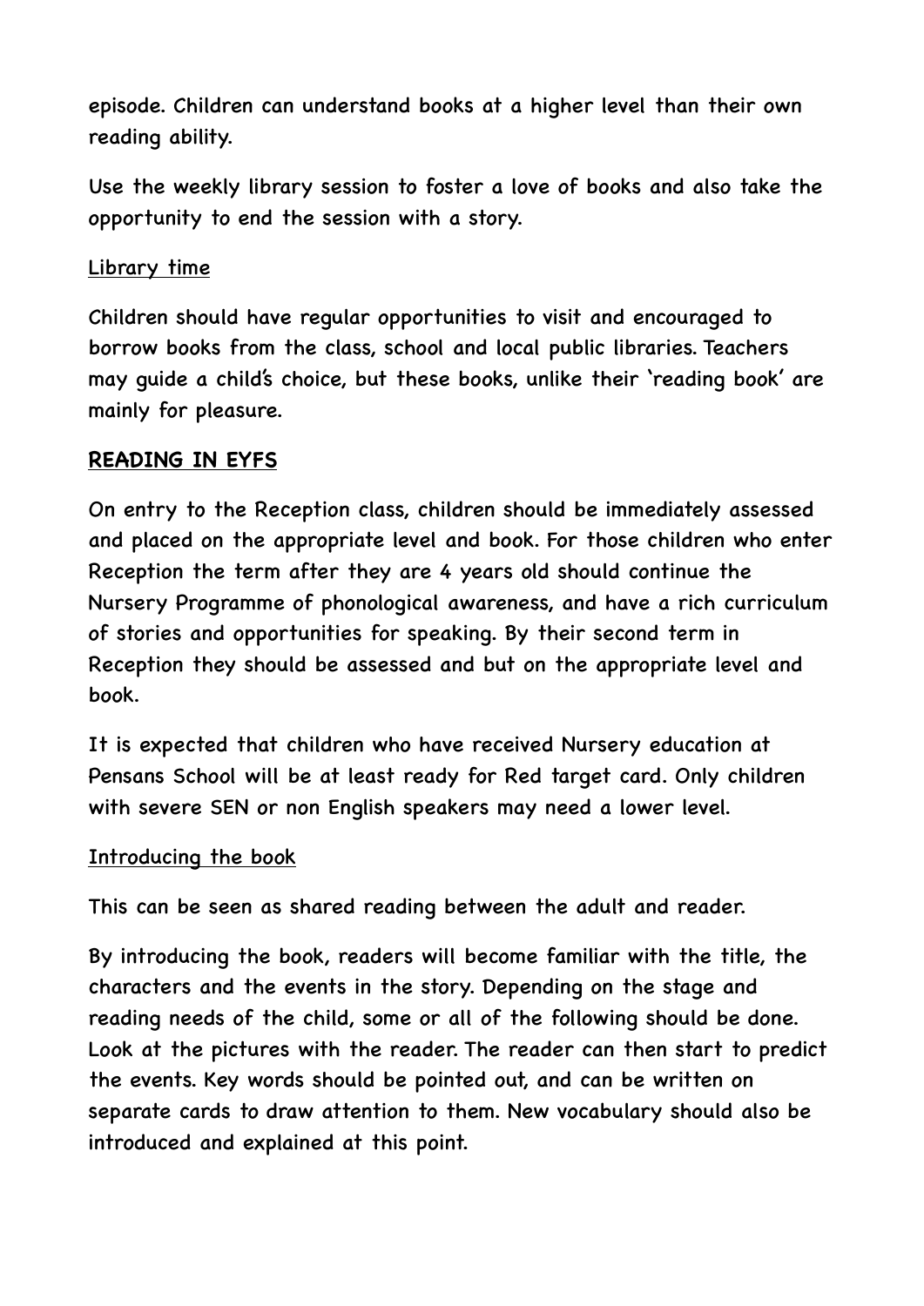episode. Children can understand books at a higher level than their own reading ability.

Use the weekly library session to foster a love of books and also take the opportunity to end the session with a story.

Library time

Children should have regular opportunities to visit and encouraged to borrow books from the class, school and local public libraries. Teachers may guide a child's choice, but these books, unlike their 'reading book' are mainly for pleasure.

## READING IN EYFS

On entry to the Reception class, children should be immediately assessed and placed on the appropriate level and book. For those children who enter Reception the term after they are 4 years old should continue the Nursery Programme of phonological awareness, and have a rich curriculum of stories and opportunities for speaking. By their second term in Reception they should be assessed and but on the appropriate level and book.

It is expected that children who have received Nursery education at Pensans School will be at least ready for Red target card. Only children with severe SEN or non English speakers may need a lower level.

Introducing the book

This can be seen as shared reading between the adult and reader.

By introducing the book, readers will become familiar with the title, the characters and the events in the story. Depending on the stage and reading needs of the child, some or all of the following should be done. Look at the pictures with the reader. The reader can then start to predict the events. Key words should be pointed out, and can be written on separate cards to draw attention to them. New vocabulary should also be introduced and explained at this point.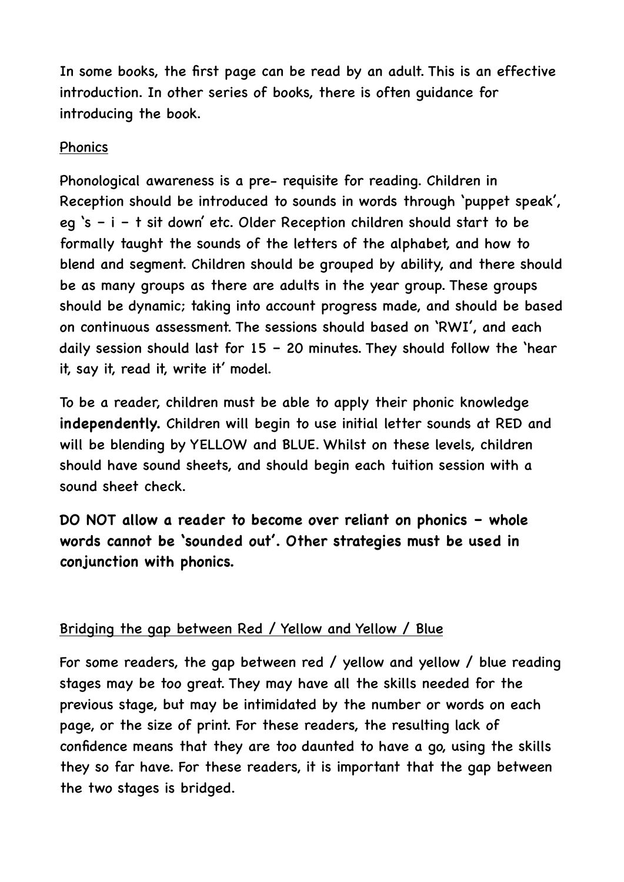In some books, the first page can be read by an adult. This is an effective introduction. In other series of books, there is often guidance for introducing the book.

## Phonics

Phonological awareness is a pre- requisite for reading. Children in Reception should be introduced to sounds in words through 'puppet speak', eg 's – i – t sit down' etc. Older Reception children should start to be formally taught the sounds of the letters of the alphabet, and how to blend and segment. Children should be grouped by ability, and there should be as many groups as there are adults in the year group. These groups should be dynamic; taking into account progress made, and should be based on continuous assessment. The sessions should based on 'RWI', and each daily session should last for 15 – 20 minutes. They should follow the 'hear it, say it, read it, write it' model.

To be a reader, children must be able to apply their phonic knowledge **independently.** Children will begin to use initial letter sounds at RED and will be blending by YELLOW and BLUE. Whilst on these levels, children should have sound sheets, and should begin each tuition session with a sound sheet check.

**DO NOT allow a reader to become over reliant on phonics – whole words cannot be 'sounded out'. Other strategies must be used in conjunction with phonics.**

## Bridging the gap between Red / Yellow and Yellow / Blue

For some readers, the gap between red / yellow and yellow / blue reading stages may be too great. They may have all the skills needed for the previous stage, but may be intimidated by the number or words on each page, or the size of print. For these readers, the resulting lack of confidence means that they are too daunted to have a go, using the skills they so far have. For these readers, it is important that the gap between the two stages is bridged.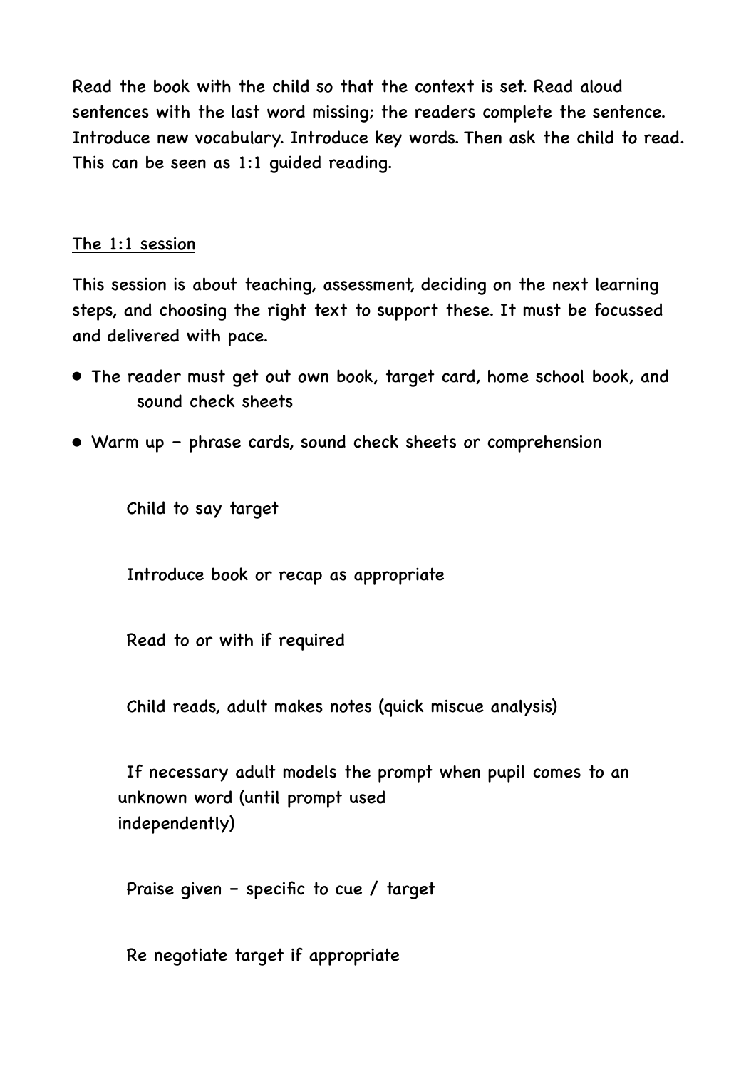Read the book with the child so that the context is set. Read aloud sentences with the last word missing; the readers complete the sentence. Introduce new vocabulary. Introduce key words. Then ask the child to read. This can be seen as 1:1 guided reading.

<u>The 1:1 session</u>

This session is about teaching, assessment, deciding on the next learning steps, and choosing the right text to support these. It must be focussed and delivered with pace.

- The reader must get out own book, target card, home school book, and sound check sheets
- Warm up – phrase cards, sound check sheets or comprehension

Child to say target

Introduce book or recap as appropriate

Read to or with if required

Child reads, adult makes notes (quick miscue analysis)

If necessary adult models the prompt when pupil comes to an unknown word (until prompt used independently)

Praise given – specific to cue / target

Re negotiate target if appropriate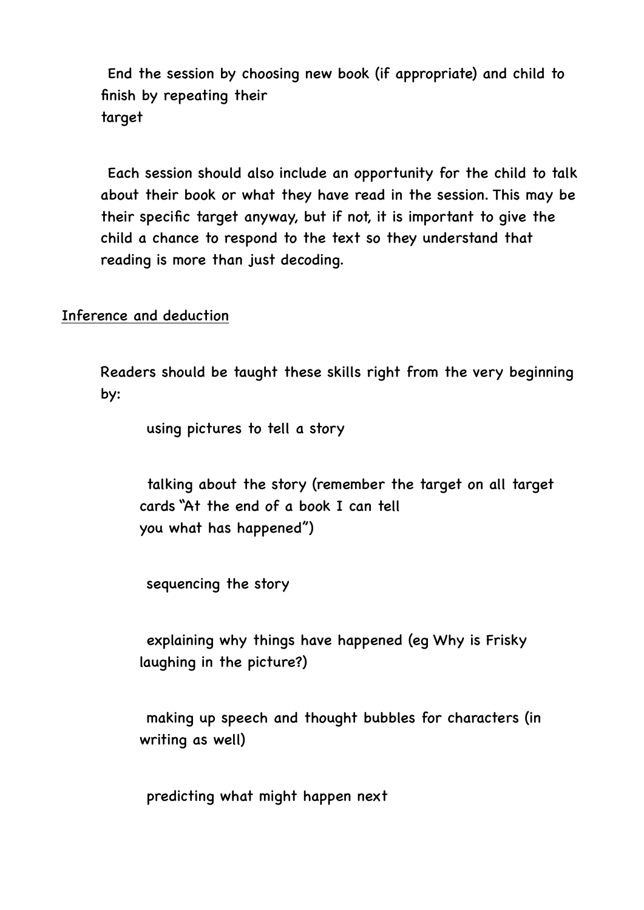End the session by choosing new book (if appropriate) and child to finish by repeating their target

Each session should also include an opportunity for the child to talk about their book or what they have read in the session. This may be their specific target anyway, but if not, it is important to give the child a chance to respond to the text so they understand that reading is more than just decoding.

Inference and deduction

Readers should be taught these skills right from the very beginning by:

- using pictures to tell a story
- talking about the story (remember the target on all target cards "At the end of a book I can tell you what has happened")
- sequencing the story
- explaining why things have happened (eg Why is Frisky laughing in the picture?)
- making up speech and thought bubbles for characters (in writing as well)
- predicting what might happen next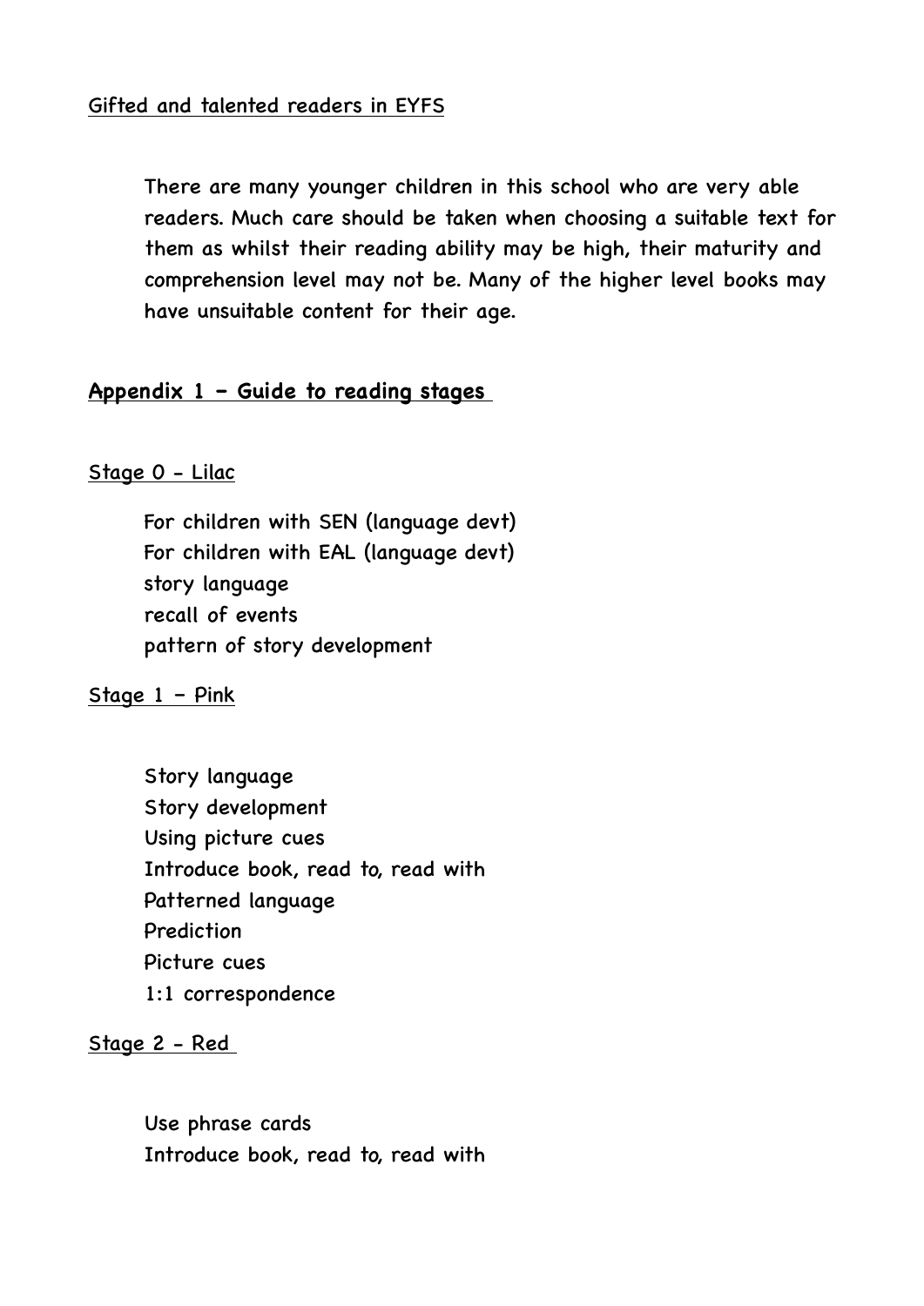Gifted and talented readers in EYFS

There are many younger children in this school who are very able readers. Much care should be taken when choosing a suitable text for them as whilst their reading ability may be high, their maturity and comprehension level may not be. Many of the higher level books may have unsuitable content for their age.

## Appendix 1 – Guide to reading stages

### Stage 0 - Lilac

For children with SEN (language devt)
For children with EAL (language devt)
story language
recall of events
pattern of story development

### Stage 1 – Pink

Story language
Story development
Using picture cues
Introduce book, read to, read with
Patterned language
Prediction
Picture cues
1:1 correspondence

### Stage 2 - Red

Use phrase cards
Introduce book, read to, read with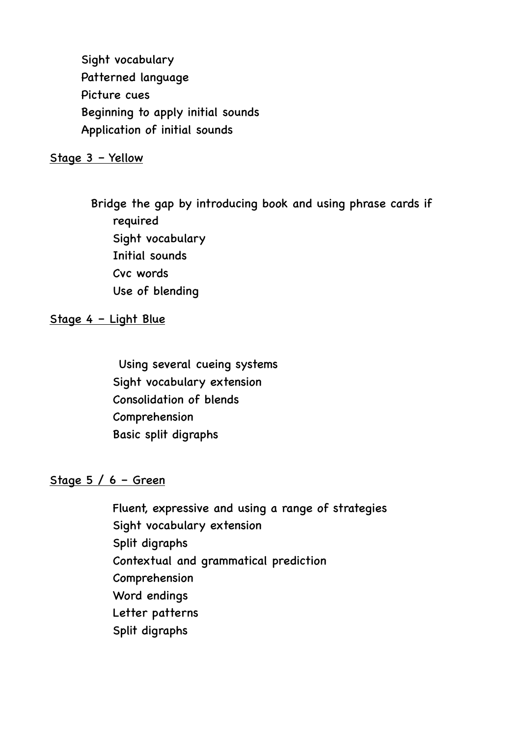Sight vocabulary
Patterned language
Picture cues
Beginning to apply initial sounds
Application of initial sounds

<u>Stage 3 – Yellow</u>

Bridge the gap by introducing book and using phrase cards if required
Sight vocabulary
Initial sounds
Cvc words
Use of blending

<u>Stage 4 – Light Blue</u>

Using several cueing systems
Sight vocabulary extension
Consolidation of blends
Comprehension
Basic split digraphs

<u>Stage 5 / 6 – Green</u>

Fluent, expressive and using a range of strategies
Sight vocabulary extension
Split digraphs
Contextual and grammatical prediction
Comprehension
Word endings
Letter patterns
Split digraphs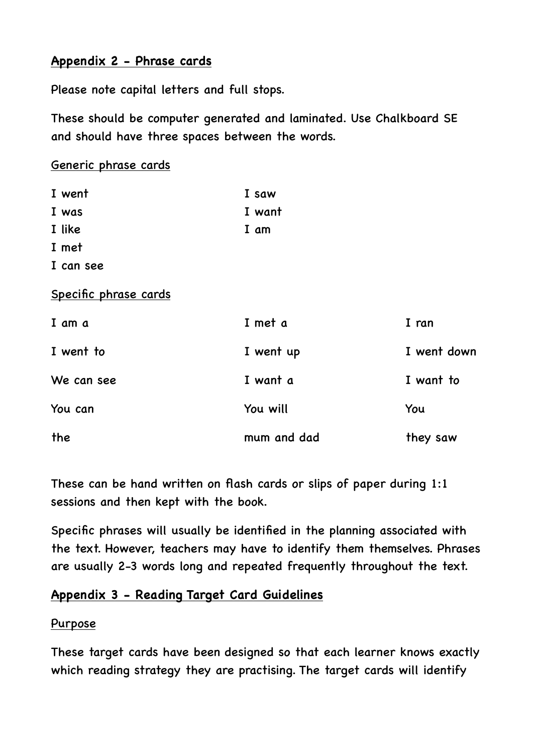## Appendix 2 - Phrase cards

Please note capital letters and full stops.

These should be computer generated and laminated. Use Chalkboard SE and should have three spaces between the words.

Generic phrase cards

| | |
|---|---|
| I went | I saw |
| I was | I want |
| I like | I am |
| I met | |
| I can see | |

Specific phrase cards

| | | |
|---|---|---|
| I am a | I met a | I ran |
| I went to | I went up | I went down |
| We can see | I want a | I want to |
| You can | You will | You |
| the | mum and dad | they saw |

These can be hand written on flash cards or slips of paper during 1:1 sessions and then kept with the book.

Specific phrases will usually be identified in the planning associated with the text. However, teachers may have to identify them themselves. Phrases are usually 2-3 words long and repeated frequently throughout the text.

## Appendix 3 - Reading Target Card Guidelines

Purpose

These target cards have been designed so that each learner knows exactly which reading strategy they are practising. The target cards will identify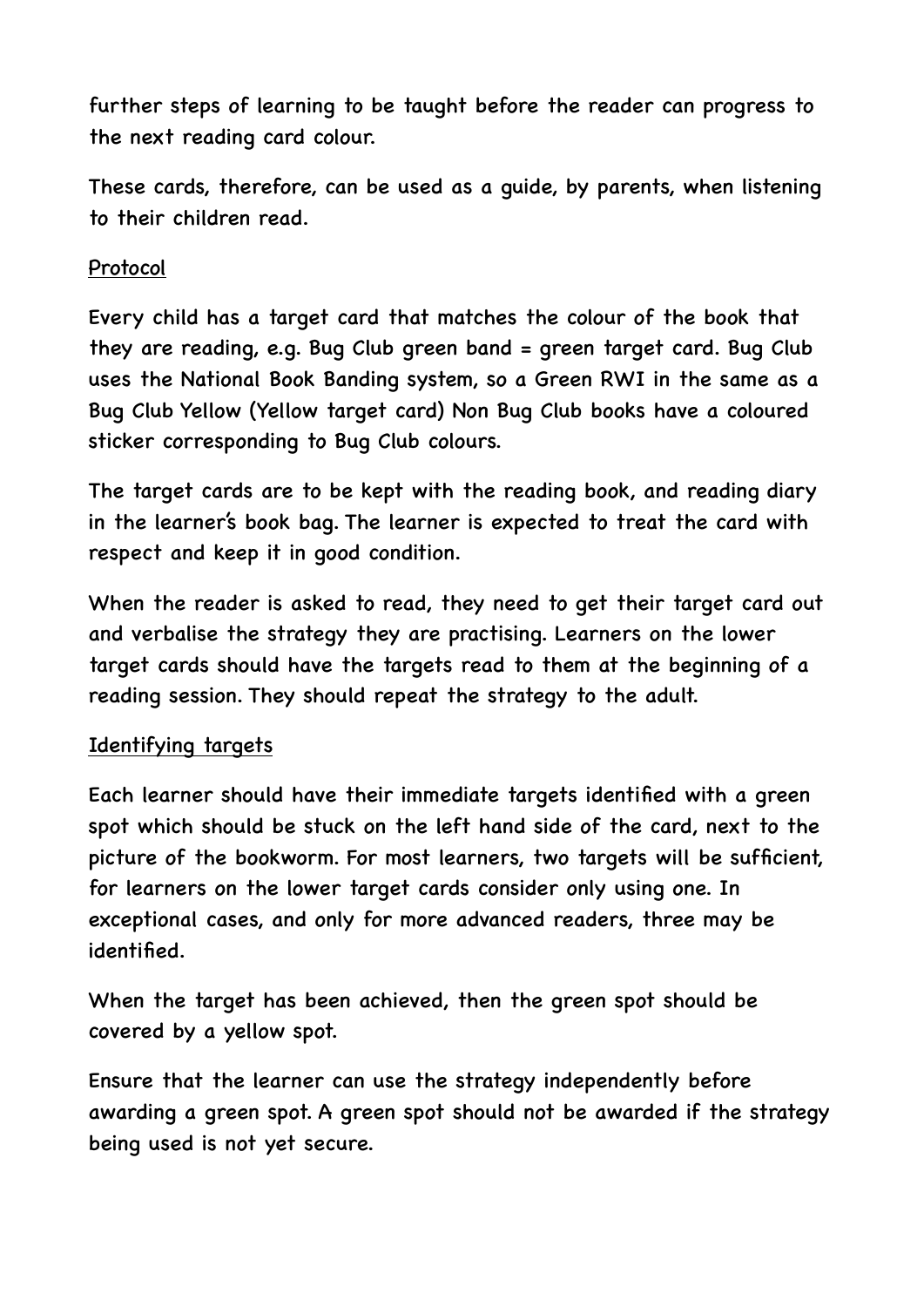further steps of learning to be taught before the reader can progress to the next reading card colour.

These cards, therefore, can be used as a guide, by parents, when listening to their children read.

<u>Protocol</u>

Every child has a target card that matches the colour of the book that they are reading, e.g. Bug Club green band = green target card. Bug Club uses the National Book Banding system, so a Green RWI in the same as a Bug Club Yellow (Yellow target card) Non Bug Club books have a coloured sticker corresponding to Bug Club colours.

The target cards are to be kept with the reading book, and reading diary in the learner's book bag. The learner is expected to treat the card with respect and keep it in good condition.

When the reader is asked to read, they need to get their target card out and verbalise the strategy they are practising. Learners on the lower target cards should have the targets read to them at the beginning of a reading session. They should repeat the strategy to the adult.

<u>Identifying targets</u>

Each learner should have their immediate targets identified with a green spot which should be stuck on the left hand side of the card, next to the picture of the bookworm. For most learners, two targets will be sufficient, for learners on the lower target cards consider only using one. In exceptional cases, and only for more advanced readers, three may be identified.

When the target has been achieved, then the green spot should be covered by a yellow spot.

Ensure that the learner can use the strategy independently before awarding a green spot. A green spot should not be awarded if the strategy being used is not yet secure.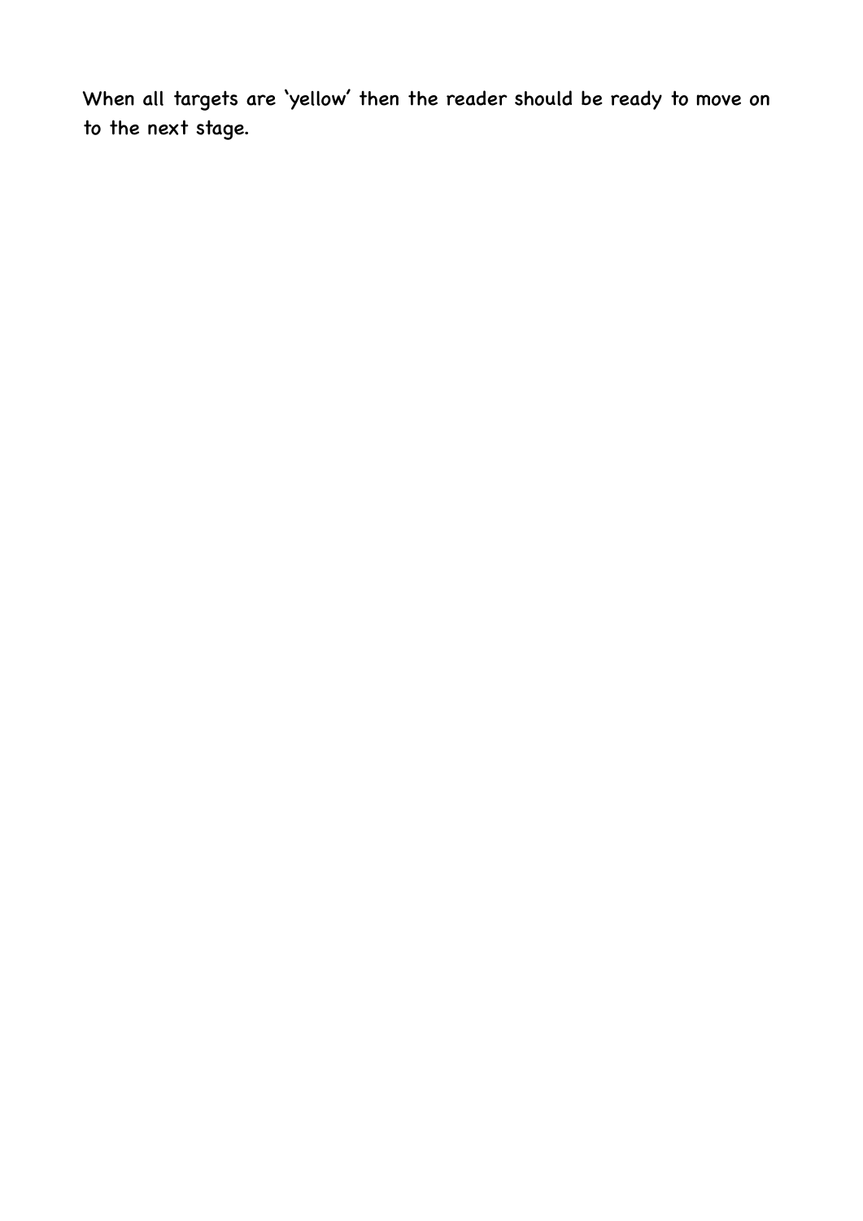When all targets are 'yellow' then the reader should be ready to move on to the next stage.